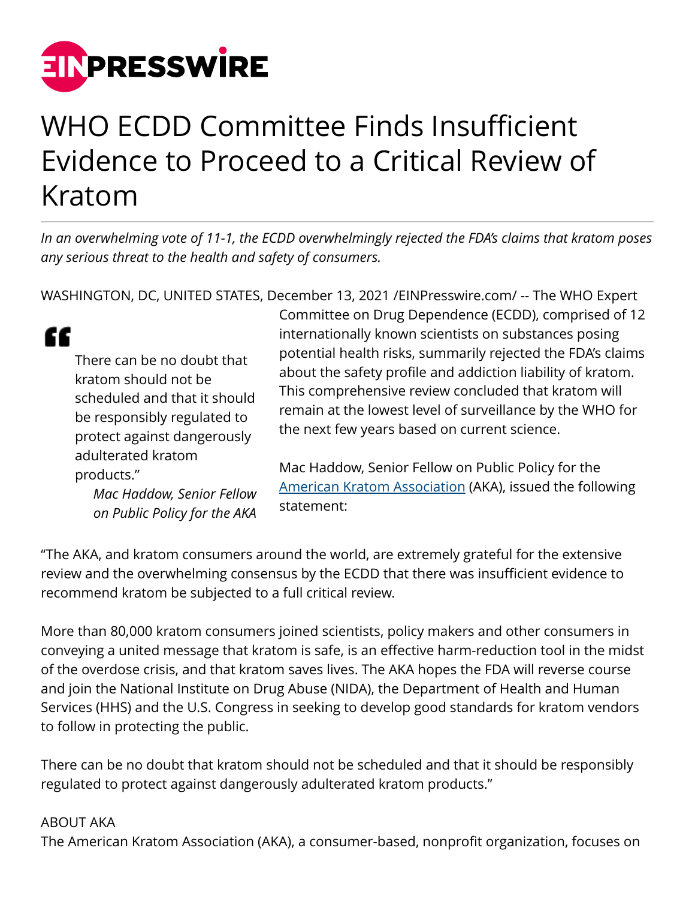# WHO ECDD Committee Finds Insufficient Evidence to Proceed to a Critical Review of Kratom

*In an overwhelming vote of 11-1, the ECDD overwhelmingly rejected the FDA's claims that kratom poses any serious threat to the health and safety of consumers.*

WASHINGTON, DC, UNITED STATES, December 13, 2021 /EINPresswire.com/ -- The WHO Expert Committee on Drug Dependence (ECDD), comprised of 12 internationally known scientists on substances posing potential health risks, summarily rejected the FDA's claims about the safety profile and addiction liability of kratom. This comprehensive review concluded that kratom will remain at the lowest level of surveillance by the WHO for the next few years based on current science.

> There can be no doubt that kratom should not be scheduled and that it should be responsibly regulated to protect against dangerously adulterated kratom products."
>
> *Mac Haddow, Senior Fellow on Public Policy for the AKA*

Mac Haddow, Senior Fellow on Public Policy for the [American Kratom Association](American Kratom Association) (AKA), issued the following statement:

"The AKA, and kratom consumers around the world, are extremely grateful for the extensive review and the overwhelming consensus by the ECDD that there was insufficient evidence to recommend kratom be subjected to a full critical review.

More than 80,000 kratom consumers joined scientists, policy makers and other consumers in conveying a united message that kratom is safe, is an effective harm-reduction tool in the midst of the overdose crisis, and that kratom saves lives. The AKA hopes the FDA will reverse course and join the National Institute on Drug Abuse (NIDA), the Department of Health and Human Services (HHS) and the U.S. Congress in seeking to develop good standards for kratom vendors to follow in protecting the public.

There can be no doubt that kratom should not be scheduled and that it should be responsibly regulated to protect against dangerously adulterated kratom products."

ABOUT AKA
The American Kratom Association (AKA), a consumer-based, nonprofit organization, focuses on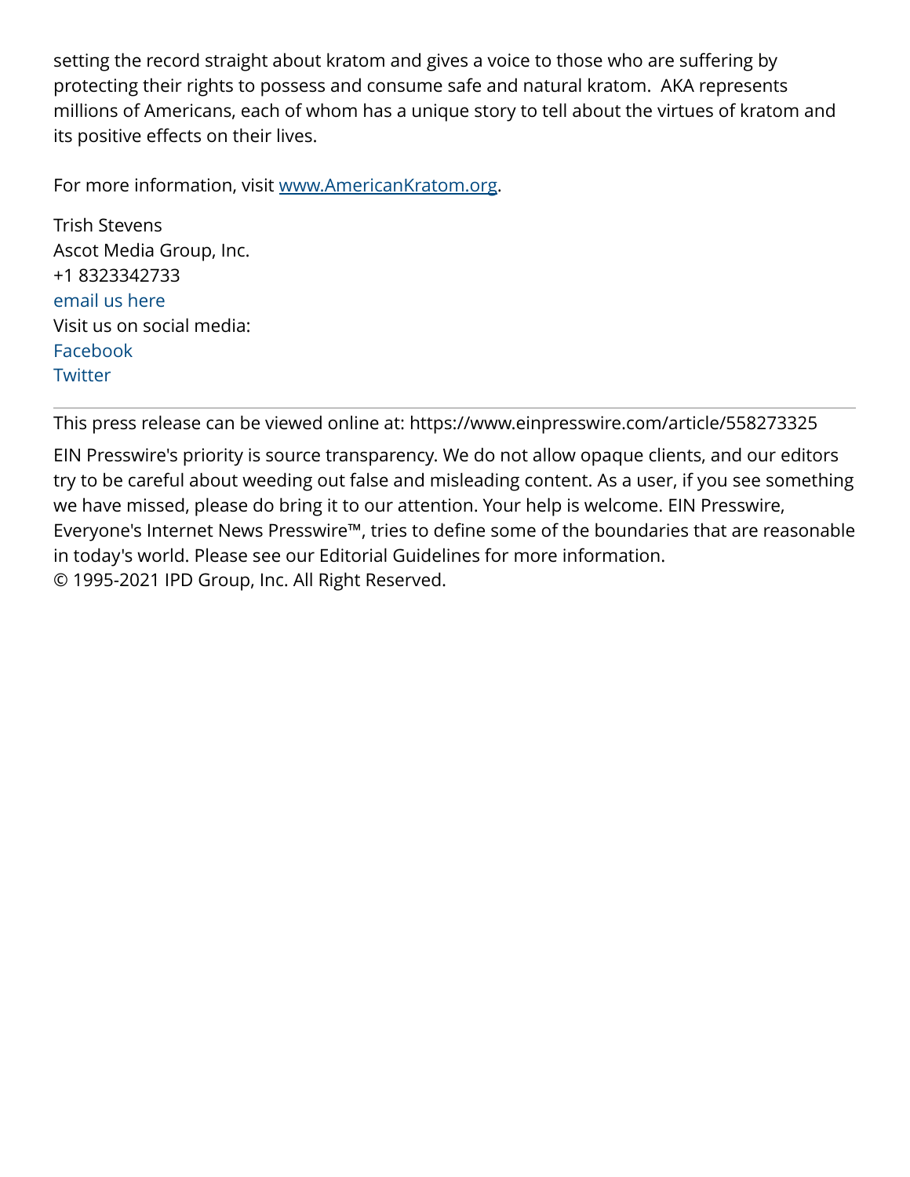setting the record straight about kratom and gives a voice to those who are suffering by protecting their rights to possess and consume safe and natural kratom.  AKA represents millions of Americans, each of whom has a unique story to tell about the virtues of kratom and its positive effects on their lives.

For more information, visit www.AmericanKratom.org.

Trish Stevens
Ascot Media Group, Inc.
+1 8323342733
email us here
Visit us on social media:
Facebook
Twitter

---

This press release can be viewed online at: https://www.einpresswire.com/article/558273325

EIN Presswire's priority is source transparency. We do not allow opaque clients, and our editors try to be careful about weeding out false and misleading content. As a user, if you see something we have missed, please do bring it to our attention. Your help is welcome. EIN Presswire, Everyone's Internet News Presswire™, tries to define some of the boundaries that are reasonable in today's world. Please see our Editorial Guidelines for more information.
© 1995-2021 IPD Group, Inc. All Right Reserved.